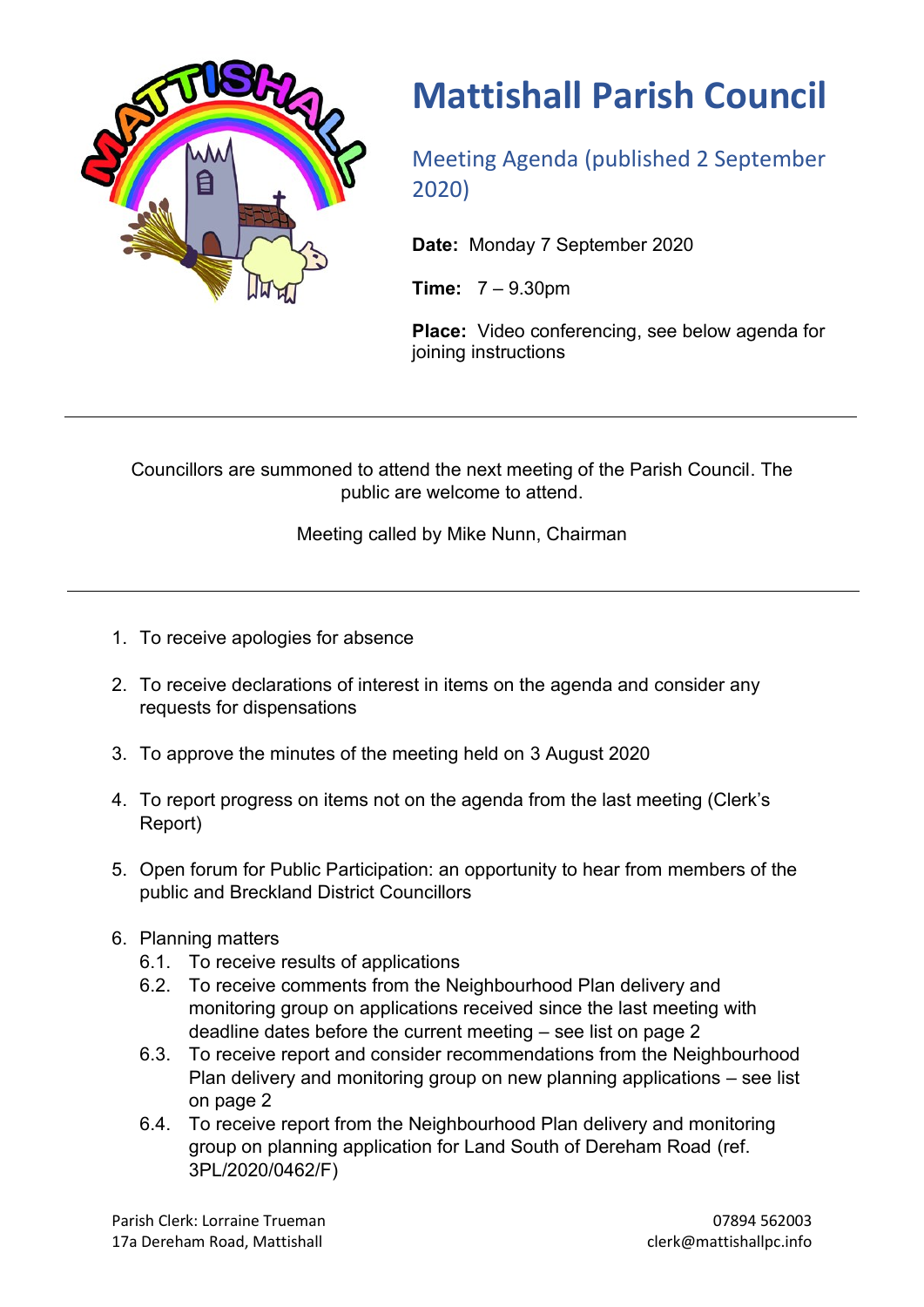# Mattishall Parish Council

## Meeting Agenda (published 2 September 2020)

**Date:** Monday 7 September 2020

**Time:** 7 – 9.30pm

**Place:** Video conferencing, see below agenda for joining instructions

---

Councillors are summoned to attend the next meeting of the Parish Council. The public are welcome to attend.

Meeting called by Mike Nunn, Chairman

---

1. To receive apologies for absence
2. To receive declarations of interest in items on the agenda and consider any requests for dispensations
3. To approve the minutes of the meeting held on 3 August 2020
4. To report progress on items not on the agenda from the last meeting (Clerk's Report)
5. Open forum for Public Participation: an opportunity to hear from members of the public and Breckland District Councillors
6. Planning matters
   - 6.1. To receive results of applications
   - 6.2. To receive comments from the Neighbourhood Plan delivery and monitoring group on applications received since the last meeting with deadline dates before the current meeting – see list on page 2
   - 6.3. To receive report and consider recommendations from the Neighbourhood Plan delivery and monitoring group on new planning applications – see list on page 2
   - 6.4. To receive report from the Neighbourhood Plan delivery and monitoring group on planning application for Land South of Dereham Road (ref. 3PL/2020/0462/F)

Parish Clerk: Lorraine Trueman
17a Dereham Road, Mattishall

07894 562003
clerk@mattishallpc.info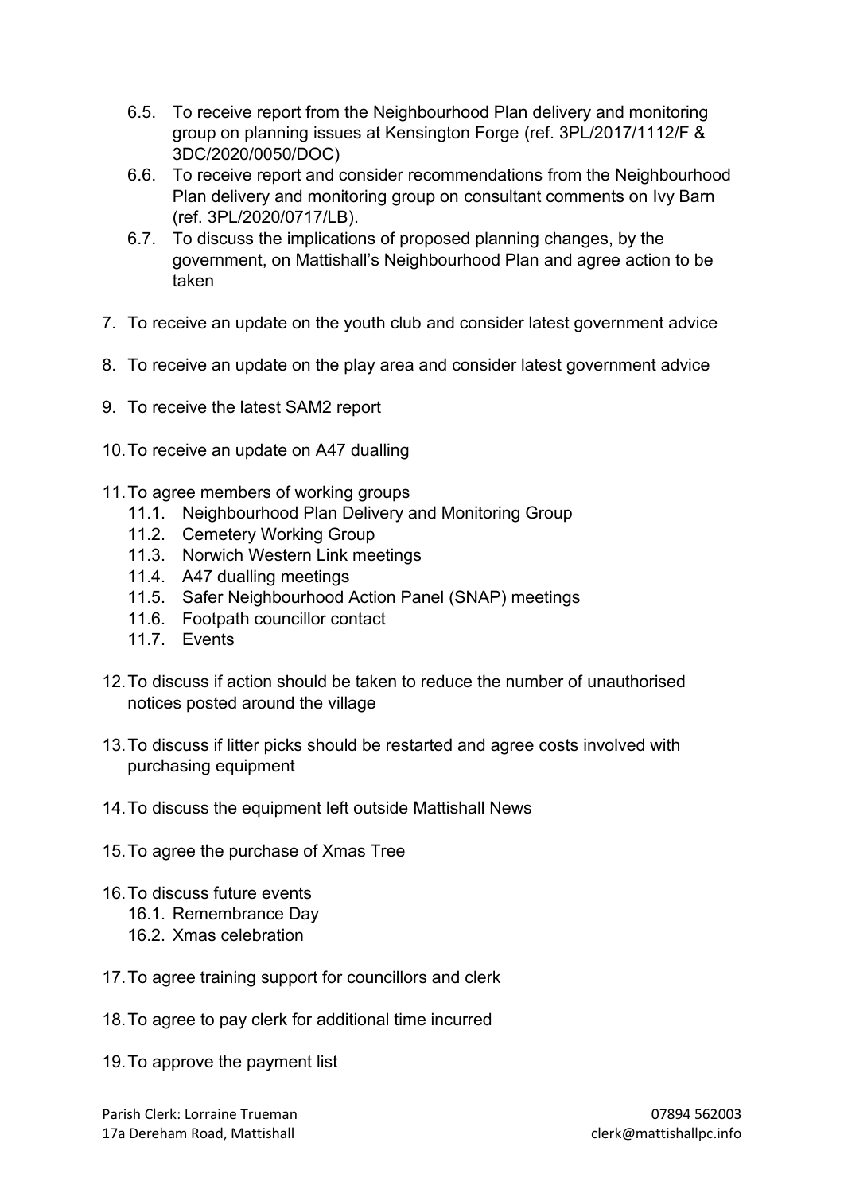6.5. To receive report from the Neighbourhood Plan delivery and monitoring group on planning issues at Kensington Forge (ref. 3PL/2017/1112/F & 3DC/2020/0050/DOC)

6.6. To receive report and consider recommendations from the Neighbourhood Plan delivery and monitoring group on consultant comments on Ivy Barn (ref. 3PL/2020/0717/LB).

6.7. To discuss the implications of proposed planning changes, by the government, on Mattishall's Neighbourhood Plan and agree action to be taken

7. To receive an update on the youth club and consider latest government advice

8. To receive an update on the play area and consider latest government advice

9. To receive the latest SAM2 report

10. To receive an update on A47 dualling

11. To agree members of working groups
    - 11.1. Neighbourhood Plan Delivery and Monitoring Group
    - 11.2. Cemetery Working Group
    - 11.3. Norwich Western Link meetings
    - 11.4. A47 dualling meetings
    - 11.5. Safer Neighbourhood Action Panel (SNAP) meetings
    - 11.6. Footpath councillor contact
    - 11.7. Events

12. To discuss if action should be taken to reduce the number of unauthorised notices posted around the village

13. To discuss if litter picks should be restarted and agree costs involved with purchasing equipment

14. To discuss the equipment left outside Mattishall News

15. To agree the purchase of Xmas Tree

16. To discuss future events
    - 16.1. Remembrance Day
    - 16.2. Xmas celebration

17. To agree training support for councillors and clerk

18. To agree to pay clerk for additional time incurred

19. To approve the payment list

Parish Clerk: Lorraine Trueman
17a Dereham Road, Mattishall
07894 562003
clerk@mattishallpc.info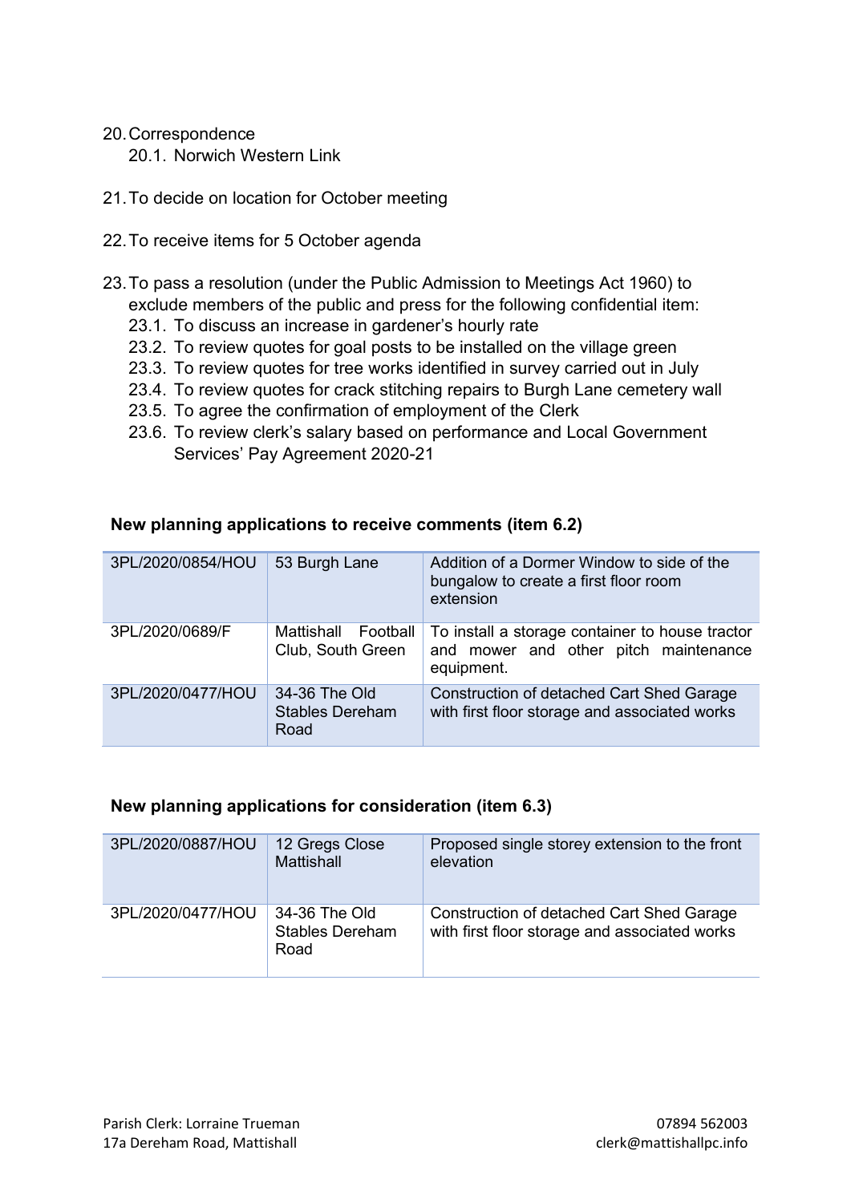20. Correspondence
    20.1. Norwich Western Link

21. To decide on location for October meeting

22. To receive items for 5 October agenda

23. To pass a resolution (under the Public Admission to Meetings Act 1960) to exclude members of the public and press for the following confidential item:
    23.1. To discuss an increase in gardener's hourly rate
    23.2. To review quotes for goal posts to be installed on the village green
    23.3. To review quotes for tree works identified in survey carried out in July
    23.4. To review quotes for crack stitching repairs to Burgh Lane cemetery wall
    23.5. To agree the confirmation of employment of the Clerk
    23.6. To review clerk's salary based on performance and Local Government Services' Pay Agreement 2020-21

**New planning applications to receive comments (item 6.2)**

| | | |
|---|---|---|
| 3PL/2020/0854/HOU | 53 Burgh Lane | Addition of a Dormer Window to side of the bungalow to create a first floor room extension |
| 3PL/2020/0689/F | Mattishall Football Club, South Green | To install a storage container to house tractor and mower and other pitch maintenance equipment. |
| 3PL/2020/0477/HOU | 34-36 The Old Stables Dereham Road | Construction of detached Cart Shed Garage with first floor storage and associated works |

**New planning applications for consideration (item 6.3)**

| | | |
|---|---|---|
| 3PL/2020/0887/HOU | 12 Gregs Close Mattishall | Proposed single storey extension to the front elevation |
| 3PL/2020/0477/HOU | 34-36 The Old Stables Dereham Road | Construction of detached Cart Shed Garage with first floor storage and associated works |

Parish Clerk: Lorraine Trueman
17a Dereham Road, Mattishall

07894 562003
clerk@mattishallpc.info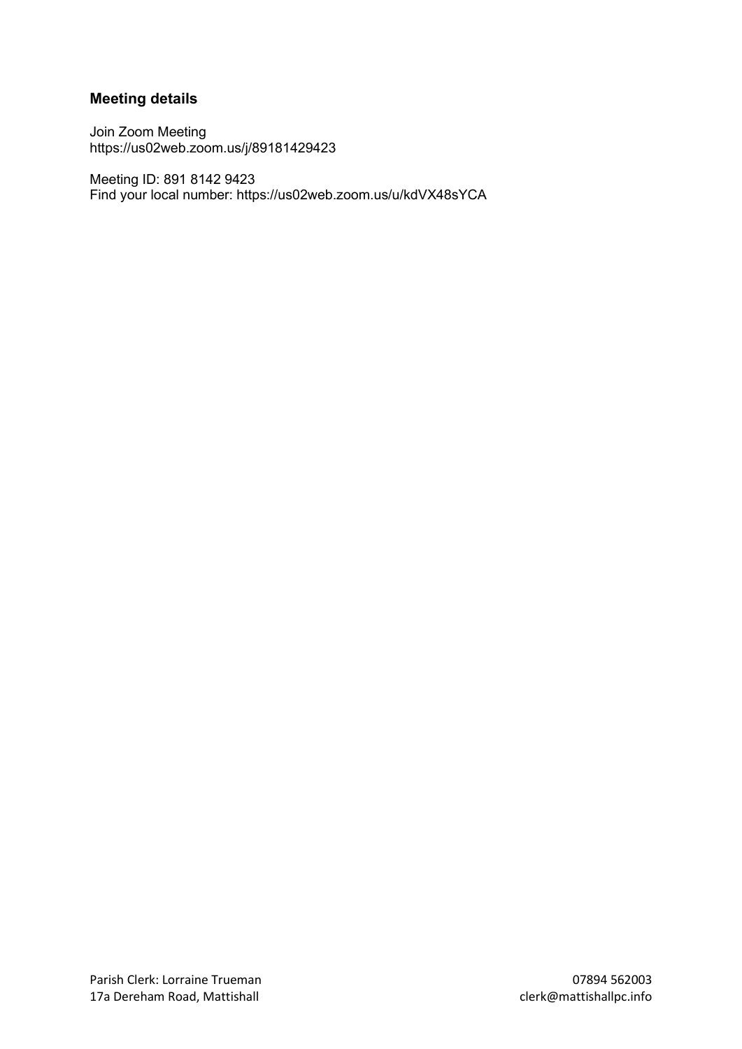### Meeting details

Join Zoom Meeting
https://us02web.zoom.us/j/89181429423

Meeting ID: 891 8142 9423
Find your local number: https://us02web.zoom.us/u/kdVX48sYCA